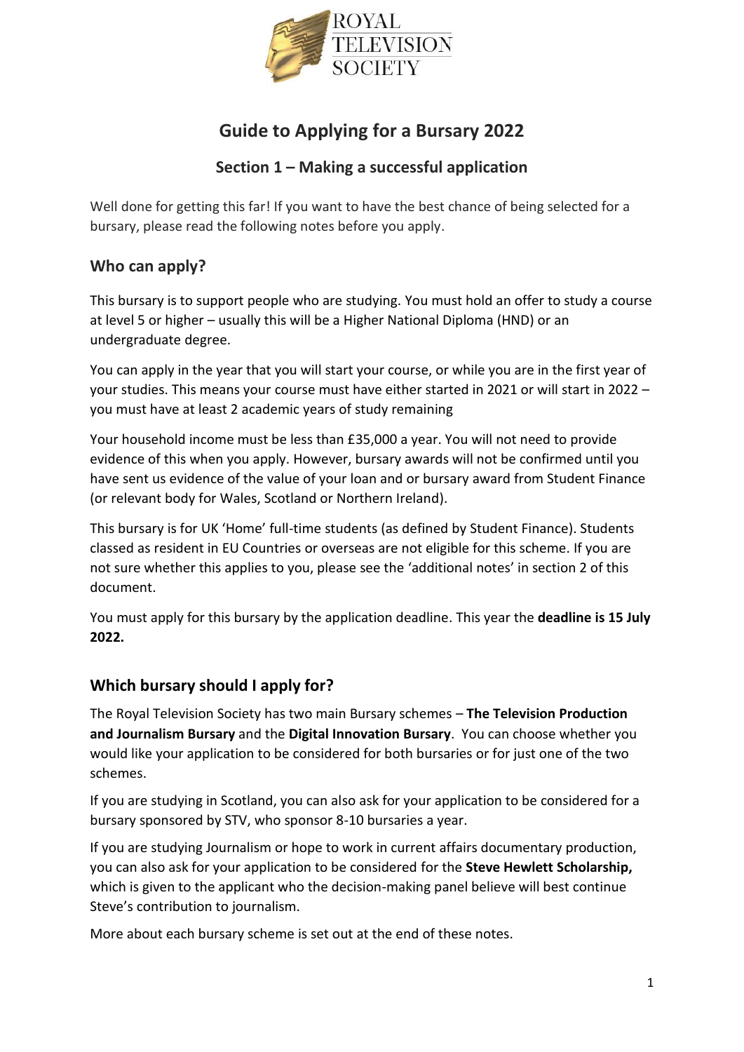ROYAL TELEVISION SOCIETY

# Guide to Applying for a Bursary 2022

## Section 1 – Making a successful application

Well done for getting this far! If you want to have the best chance of being selected for a bursary, please read the following notes before you apply.

### Who can apply?

This bursary is to support people who are studying. You must hold an offer to study a course at level 5 or higher – usually this will be a Higher National Diploma (HND) or an undergraduate degree.

You can apply in the year that you will start your course, or while you are in the first year of your studies. This means your course must have either started in 2021 or will start in 2022 – you must have at least 2 academic years of study remaining

Your household income must be less than £35,000 a year. You will not need to provide evidence of this when you apply. However, bursary awards will not be confirmed until you have sent us evidence of the value of your loan and or bursary award from Student Finance (or relevant body for Wales, Scotland or Northern Ireland).

This bursary is for UK 'Home' full-time students (as defined by Student Finance). Students classed as resident in EU Countries or overseas are not eligible for this scheme. If you are not sure whether this applies to you, please see the 'additional notes' in section 2 of this document.

You must apply for this bursary by the application deadline. This year the **deadline is 15 July 2022.**

### Which bursary should I apply for?

The Royal Television Society has two main Bursary schemes – **The Television Production and Journalism Bursary** and the **Digital Innovation Bursary**. You can choose whether you would like your application to be considered for both bursaries or for just one of the two schemes.

If you are studying in Scotland, you can also ask for your application to be considered for a bursary sponsored by STV, who sponsor 8-10 bursaries a year.

If you are studying Journalism or hope to work in current affairs documentary production, you can also ask for your application to be considered for the **Steve Hewlett Scholarship,** which is given to the applicant who the decision-making panel believe will best continue Steve's contribution to journalism.

More about each bursary scheme is set out at the end of these notes.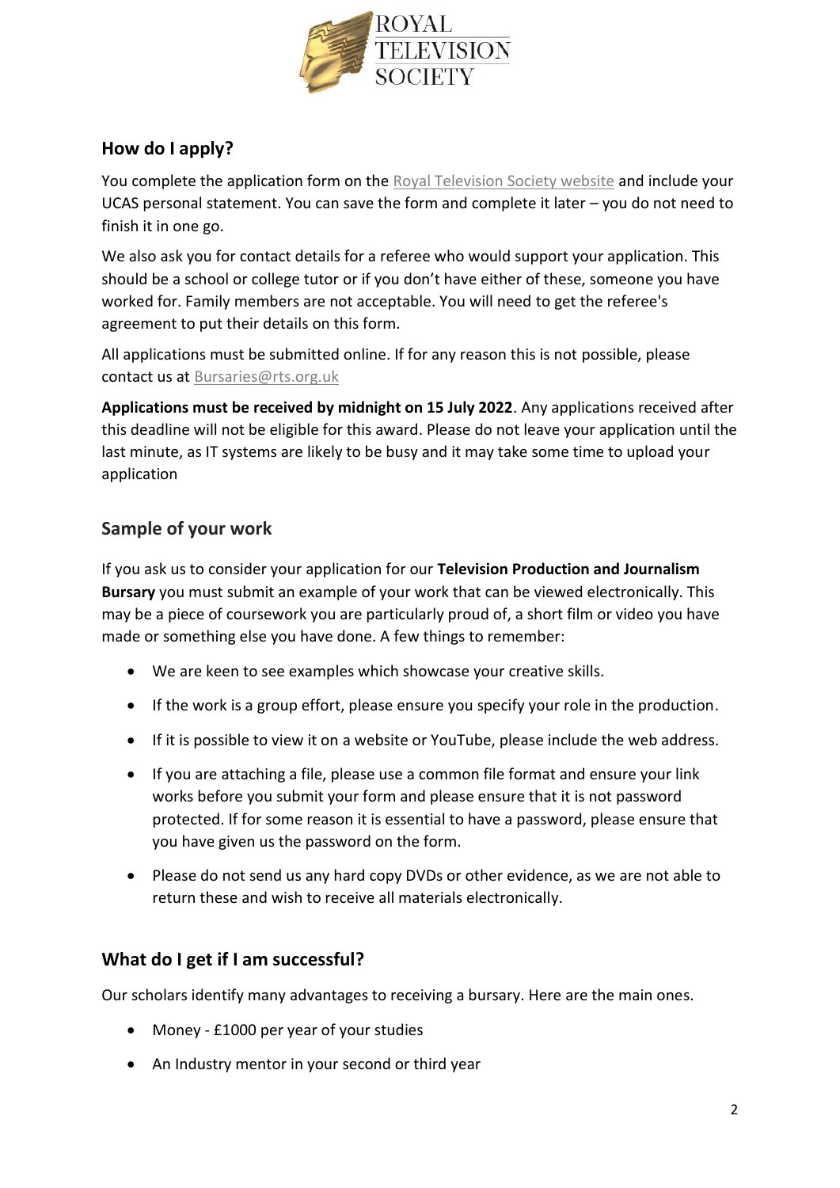## How do I apply?

You complete the application form on the [Royal Television Society website] and include your UCAS personal statement. You can save the form and complete it later – you do not need to finish it in one go.

We also ask you for contact details for a referee who would support your application. This should be a school or college tutor or if you don't have either of these, someone you have worked for. Family members are not acceptable. You will need to get the referee's agreement to put their details on this form.

All applications must be submitted online. If for any reason this is not possible, please contact us at Bursaries@rts.org.uk

**Applications must be received by midnight on 15 July 2022**. Any applications received after this deadline will not be eligible for this award. Please do not leave your application until the last minute, as IT systems are likely to be busy and it may take some time to upload your application

## Sample of your work

If you ask us to consider your application for our **Television Production and Journalism Bursary** you must submit an example of your work that can be viewed electronically. This may be a piece of coursework you are particularly proud of, a short film or video you have made or something else you have done. A few things to remember:

- We are keen to see examples which showcase your creative skills.
- If the work is a group effort, please ensure you specify your role in the production.
- If it is possible to view it on a website or YouTube, please include the web address.
- If you are attaching a file, please use a common file format and ensure your link works before you submit your form and please ensure that it is not password protected. If for some reason it is essential to have a password, please ensure that you have given us the password on the form.
- Please do not send us any hard copy DVDs or other evidence, as we are not able to return these and wish to receive all materials electronically.

## What do I get if I am successful?

Our scholars identify many advantages to receiving a bursary. Here are the main ones.

- Money - £1000 per year of your studies
- An Industry mentor in your second or third year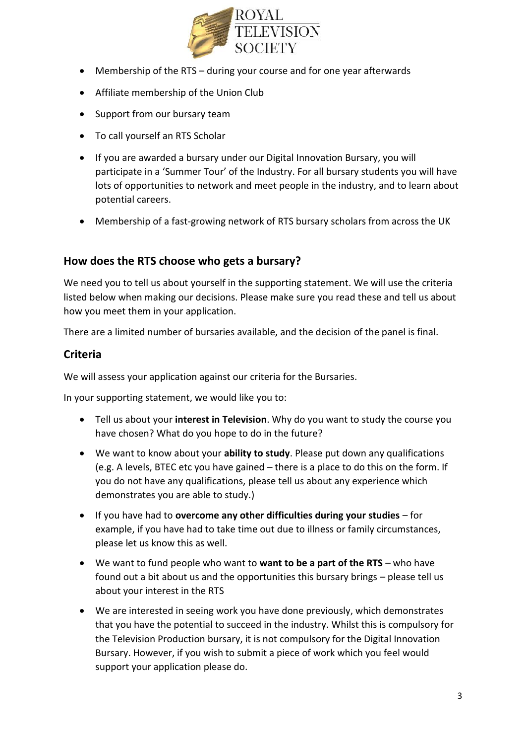- Membership of the RTS – during your course and for one year afterwards
- Affiliate membership of the Union Club
- Support from our bursary team
- To call yourself an RTS Scholar
- If you are awarded a bursary under our Digital Innovation Bursary, you will participate in a 'Summer Tour' of the Industry. For all bursary students you will have lots of opportunities to network and meet people in the industry, and to learn about potential careers.
- Membership of a fast-growing network of RTS bursary scholars from across the UK

## How does the RTS choose who gets a bursary?

We need you to tell us about yourself in the supporting statement. We will use the criteria listed below when making our decisions. Please make sure you read these and tell us about how you meet them in your application.

There are a limited number of bursaries available, and the decision of the panel is final.

## Criteria

We will assess your application against our criteria for the Bursaries.

In your supporting statement, we would like you to:

- Tell us about your **interest in Television**. Why do you want to study the course you have chosen? What do you hope to do in the future?
- We want to know about your **ability to study**. Please put down any qualifications (e.g. A levels, BTEC etc you have gained – there is a place to do this on the form. If you do not have any qualifications, please tell us about any experience which demonstrates you are able to study.)
- If you have had to **overcome any other difficulties during your studies** – for example, if you have had to take time out due to illness or family circumstances, please let us know this as well.
- We want to fund people who want to **want to be a part of the RTS** – who have found out a bit about us and the opportunities this bursary brings – please tell us about your interest in the RTS
- We are interested in seeing work you have done previously, which demonstrates that you have the potential to succeed in the industry. Whilst this is compulsory for the Television Production bursary, it is not compulsory for the Digital Innovation Bursary. However, if you wish to submit a piece of work which you feel would support your application please do.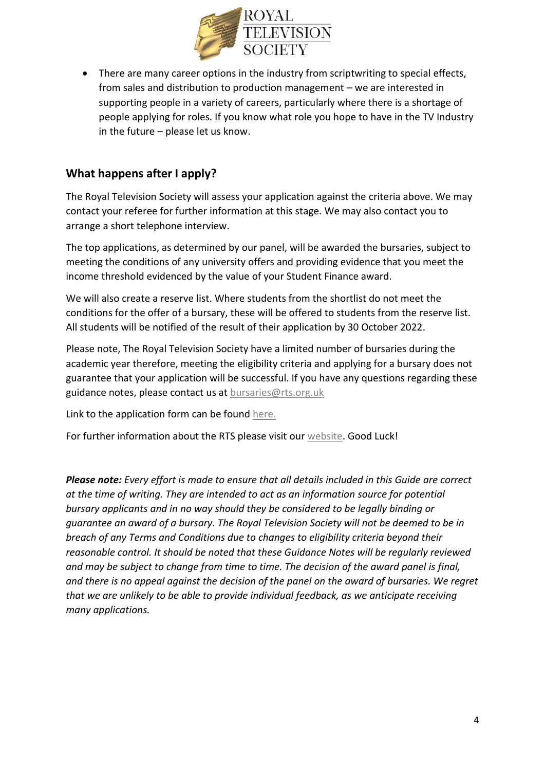- There are many career options in the industry from scriptwriting to special effects, from sales and distribution to production management – we are interested in supporting people in a variety of careers, particularly where there is a shortage of people applying for roles. If you know what role you hope to have in the TV Industry in the future – please let us know.

## What happens after I apply?

The Royal Television Society will assess your application against the criteria above. We may contact your referee for further information at this stage. We may also contact you to arrange a short telephone interview.

The top applications, as determined by our panel, will be awarded the bursaries, subject to meeting the conditions of any university offers and providing evidence that you meet the income threshold evidenced by the value of your Student Finance award.

We will also create a reserve list. Where students from the shortlist do not meet the conditions for the offer of a bursary, these will be offered to students from the reserve list. All students will be notified of the result of their application by 30 October 2022.

Please note, The Royal Television Society have a limited number of bursaries during the academic year therefore, meeting the eligibility criteria and applying for a bursary does not guarantee that your application will be successful. If you have any questions regarding these guidance notes, please contact us at bursaries@rts.org.uk

Link to the application form can be found here.

For further information about the RTS please visit our website. Good Luck!

***Please note:*** *Every effort is made to ensure that all details included in this Guide are correct at the time of writing. They are intended to act as an information source for potential bursary applicants and in no way should they be considered to be legally binding or guarantee an award of a bursary. The Royal Television Society will not be deemed to be in breach of any Terms and Conditions due to changes to eligibility criteria beyond their reasonable control. It should be noted that these Guidance Notes will be regularly reviewed and may be subject to change from time to time. The decision of the award panel is final, and there is no appeal against the decision of the panel on the award of bursaries. We regret that we are unlikely to be able to provide individual feedback, as we anticipate receiving many applications.*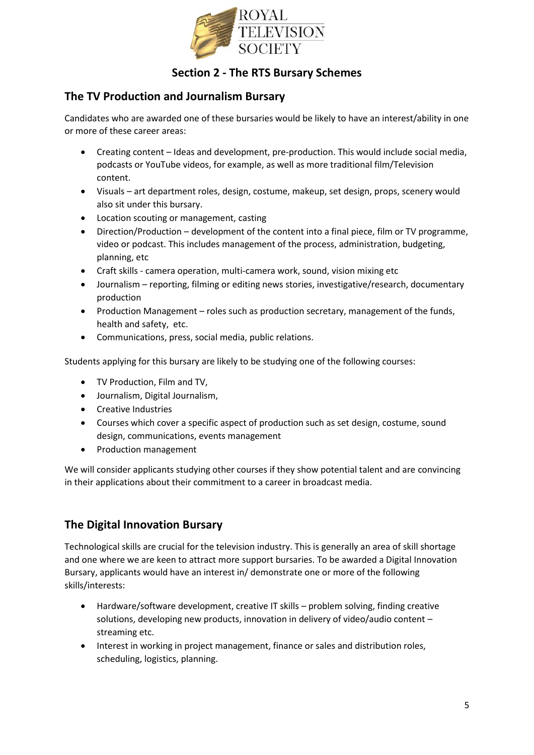## Section 2 - The RTS Bursary Schemes

### The TV Production and Journalism Bursary

Candidates who are awarded one of these bursaries would be likely to have an interest/ability in one or more of these career areas:

- Creating content – Ideas and development, pre-production. This would include social media, podcasts or YouTube videos, for example, as well as more traditional film/Television content.
- Visuals – art department roles, design, costume, makeup, set design, props, scenery would also sit under this bursary.
- Location scouting or management, casting
- Direction/Production – development of the content into a final piece, film or TV programme, video or podcast. This includes management of the process, administration, budgeting, planning, etc
- Craft skills - camera operation, multi-camera work, sound, vision mixing etc
- Journalism – reporting, filming or editing news stories, investigative/research, documentary production
- Production Management – roles such as production secretary, management of the funds, health and safety, etc.
- Communications, press, social media, public relations.

Students applying for this bursary are likely to be studying one of the following courses:

- TV Production, Film and TV,
- Journalism, Digital Journalism,
- Creative Industries
- Courses which cover a specific aspect of production such as set design, costume, sound design, communications, events management
- Production management

We will consider applicants studying other courses if they show potential talent and are convincing in their applications about their commitment to a career in broadcast media.

### The Digital Innovation Bursary

Technological skills are crucial for the television industry. This is generally an area of skill shortage and one where we are keen to attract more support bursaries. To be awarded a Digital Innovation Bursary, applicants would have an interest in/ demonstrate one or more of the following skills/interests:

- Hardware/software development, creative IT skills – problem solving, finding creative solutions, developing new products, innovation in delivery of video/audio content – streaming etc.
- Interest in working in project management, finance or sales and distribution roles, scheduling, logistics, planning.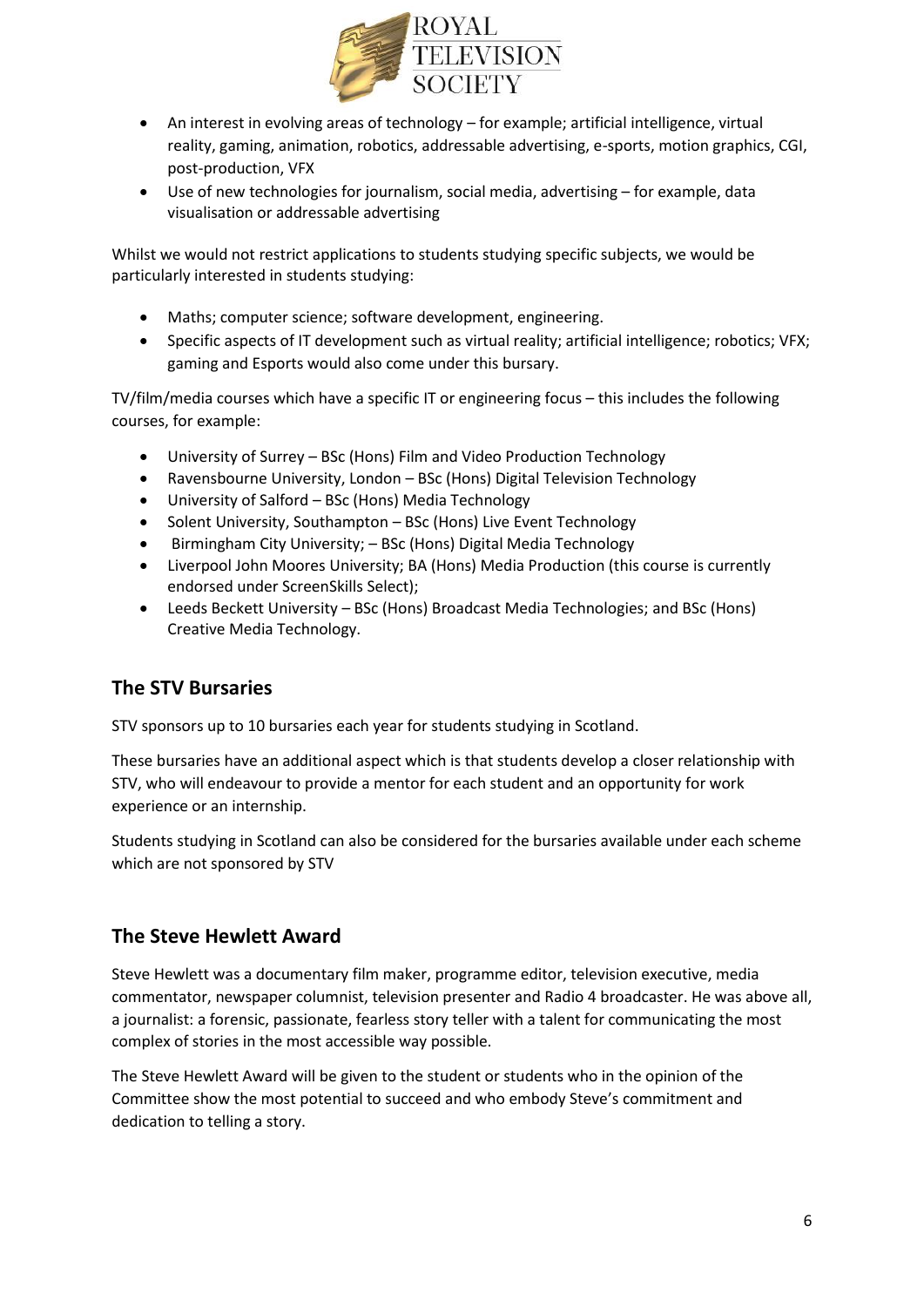- An interest in evolving areas of technology – for example; artificial intelligence, virtual reality, gaming, animation, robotics, addressable advertising, e-sports, motion graphics, CGI, post-production, VFX
- Use of new technologies for journalism, social media, advertising – for example, data visualisation or addressable advertising

Whilst we would not restrict applications to students studying specific subjects, we would be particularly interested in students studying:

- Maths; computer science; software development, engineering.
- Specific aspects of IT development such as virtual reality; artificial intelligence; robotics; VFX; gaming and Esports would also come under this bursary.

TV/film/media courses which have a specific IT or engineering focus – this includes the following courses, for example:

- University of Surrey – BSc (Hons) Film and Video Production Technology
- Ravensbourne University, London – BSc (Hons) Digital Television Technology
- University of Salford – BSc (Hons) Media Technology
- Solent University, Southampton – BSc (Hons) Live Event Technology
- Birmingham City University; – BSc (Hons) Digital Media Technology
- Liverpool John Moores University; BA (Hons) Media Production (this course is currently endorsed under ScreenSkills Select);
- Leeds Beckett University – BSc (Hons) Broadcast Media Technologies; and BSc (Hons) Creative Media Technology.

## The STV Bursaries

STV sponsors up to 10 bursaries each year for students studying in Scotland.

These bursaries have an additional aspect which is that students develop a closer relationship with STV, who will endeavour to provide a mentor for each student and an opportunity for work experience or an internship.

Students studying in Scotland can also be considered for the bursaries available under each scheme which are not sponsored by STV

## The Steve Hewlett Award

Steve Hewlett was a documentary film maker, programme editor, television executive, media commentator, newspaper columnist, television presenter and Radio 4 broadcaster. He was above all, a journalist: a forensic, passionate, fearless story teller with a talent for communicating the most complex of stories in the most accessible way possible.

The Steve Hewlett Award will be given to the student or students who in the opinion of the Committee show the most potential to succeed and who embody Steve's commitment and dedication to telling a story.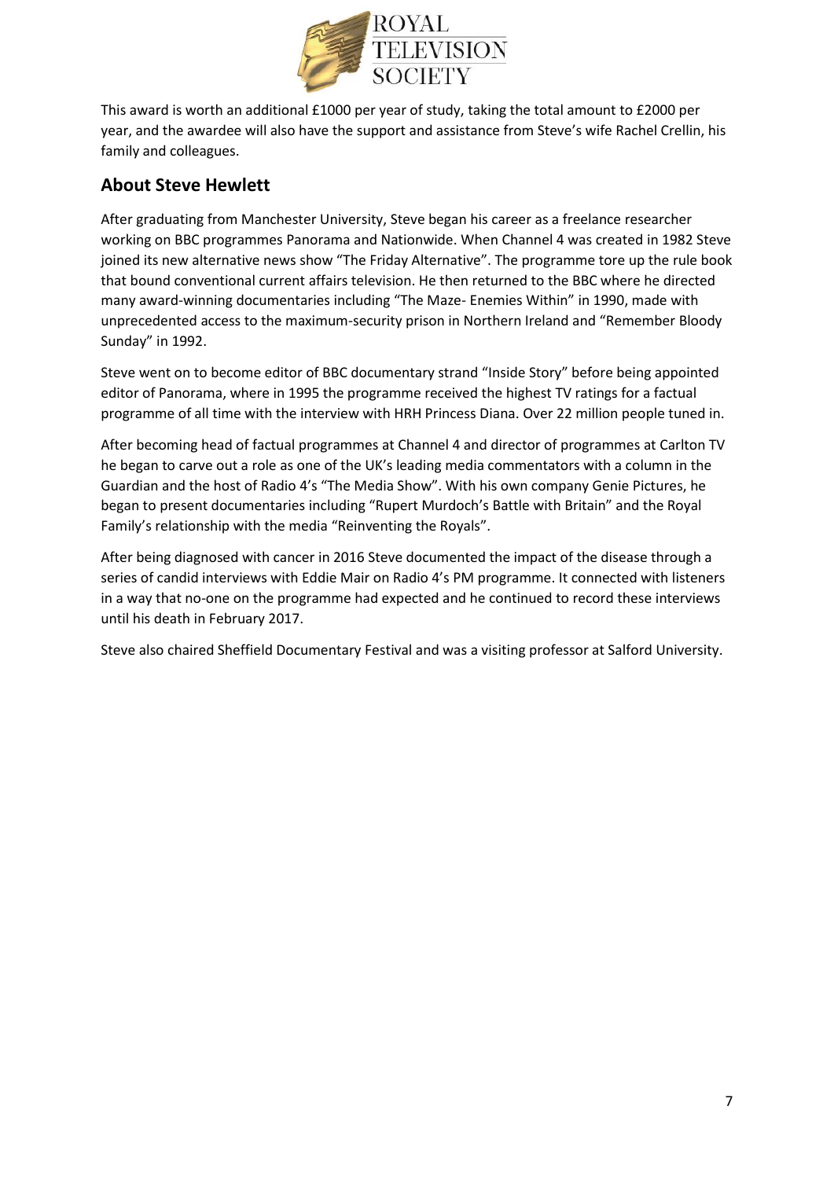This award is worth an additional £1000 per year of study, taking the total amount to £2000 per year, and the awardee will also have the support and assistance from Steve's wife Rachel Crellin, his family and colleagues.

## About Steve Hewlett

After graduating from Manchester University, Steve began his career as a freelance researcher working on BBC programmes Panorama and Nationwide. When Channel 4 was created in 1982 Steve joined its new alternative news show "The Friday Alternative". The programme tore up the rule book that bound conventional current affairs television. He then returned to the BBC where he directed many award-winning documentaries including "The Maze- Enemies Within" in 1990, made with unprecedented access to the maximum-security prison in Northern Ireland and "Remember Bloody Sunday" in 1992.

Steve went on to become editor of BBC documentary strand "Inside Story" before being appointed editor of Panorama, where in 1995 the programme received the highest TV ratings for a factual programme of all time with the interview with HRH Princess Diana. Over 22 million people tuned in.

After becoming head of factual programmes at Channel 4 and director of programmes at Carlton TV he began to carve out a role as one of the UK's leading media commentators with a column in the Guardian and the host of Radio 4's "The Media Show". With his own company Genie Pictures, he began to present documentaries including "Rupert Murdoch's Battle with Britain" and the Royal Family's relationship with the media "Reinventing the Royals".

After being diagnosed with cancer in 2016 Steve documented the impact of the disease through a series of candid interviews with Eddie Mair on Radio 4's PM programme. It connected with listeners in a way that no-one on the programme had expected and he continued to record these interviews until his death in February 2017.

Steve also chaired Sheffield Documentary Festival and was a visiting professor at Salford University.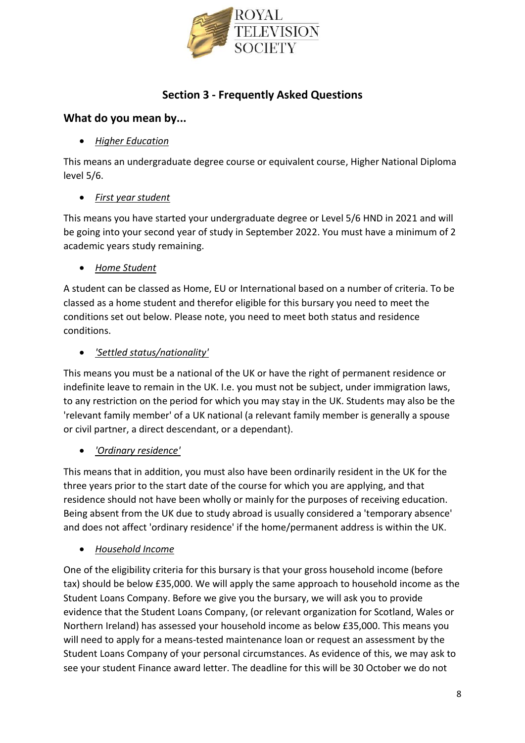## Section 3 - Frequently Asked Questions

### What do you mean by...

- *Higher Education*

This means an undergraduate degree course or equivalent course, Higher National Diploma level 5/6.

- *First year student*

This means you have started your undergraduate degree or Level 5/6 HND in 2021 and will be going into your second year of study in September 2022. You must have a minimum of 2 academic years study remaining.

- *Home Student*

A student can be classed as Home, EU or International based on a number of criteria. To be classed as a home student and therefor eligible for this bursary you need to meet the conditions set out below. Please note, you need to meet both status and residence conditions.

- *'Settled status/nationality'*

This means you must be a national of the UK or have the right of permanent residence or indefinite leave to remain in the UK. I.e. you must not be subject, under immigration laws, to any restriction on the period for which you may stay in the UK. Students may also be the 'relevant family member' of a UK national (a relevant family member is generally a spouse or civil partner, a direct descendant, or a dependant).

- *'Ordinary residence'*

This means that in addition, you must also have been ordinarily resident in the UK for the three years prior to the start date of the course for which you are applying, and that residence should not have been wholly or mainly for the purposes of receiving education. Being absent from the UK due to study abroad is usually considered a 'temporary absence' and does not affect 'ordinary residence' if the home/permanent address is within the UK.

- *Household Income*

One of the eligibility criteria for this bursary is that your gross household income (before tax) should be below £35,000. We will apply the same approach to household income as the Student Loans Company. Before we give you the bursary, we will ask you to provide evidence that the Student Loans Company, (or relevant organization for Scotland, Wales or Northern Ireland) has assessed your household income as below £35,000. This means you will need to apply for a means-tested maintenance loan or request an assessment by the Student Loans Company of your personal circumstances. As evidence of this, we may ask to see your student Finance award letter. The deadline for this will be 30 October we do not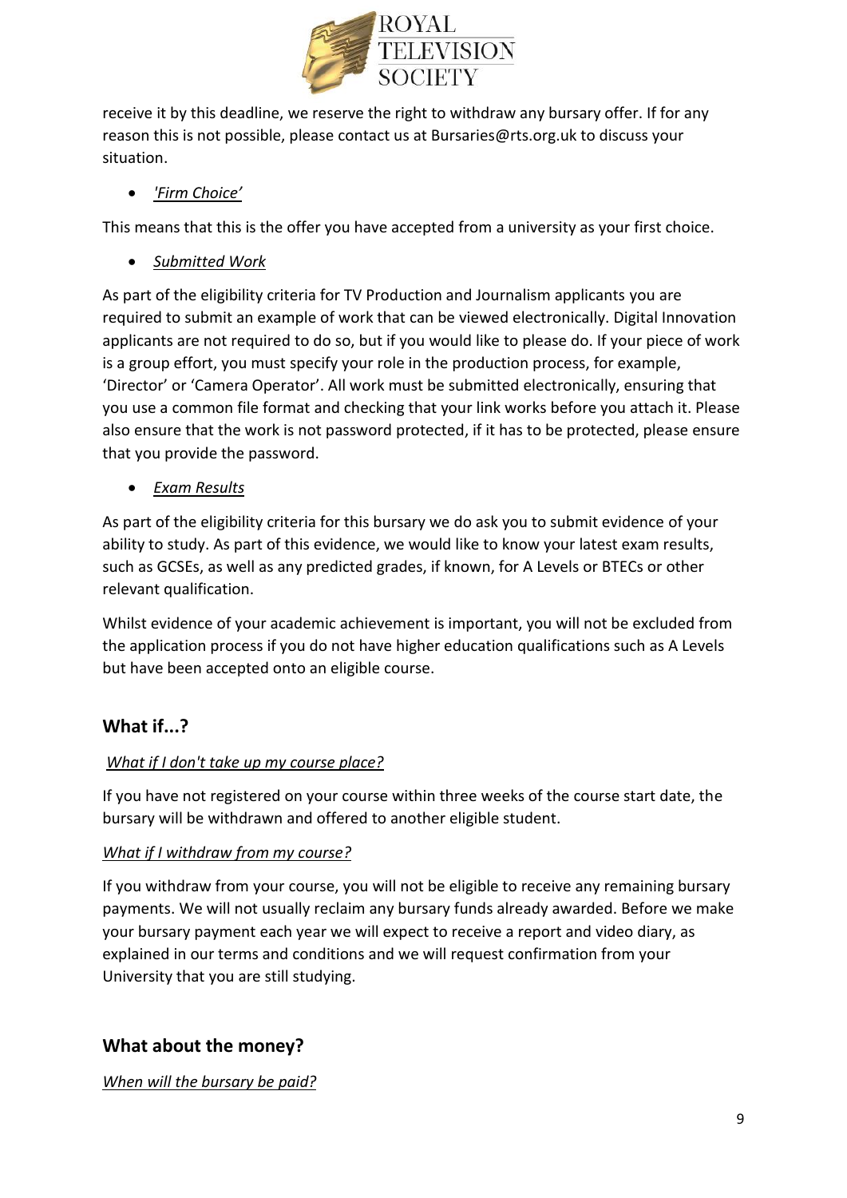receive it by this deadline, we reserve the right to withdraw any bursary offer. If for any reason this is not possible, please contact us at Bursaries@rts.org.uk to discuss your situation.

- *'Firm Choice'*

This means that this is the offer you have accepted from a university as your first choice.

- *Submitted Work*

As part of the eligibility criteria for TV Production and Journalism applicants you are required to submit an example of work that can be viewed electronically. Digital Innovation applicants are not required to do so, but if you would like to please do. If your piece of work is a group effort, you must specify your role in the production process, for example, 'Director' or 'Camera Operator'. All work must be submitted electronically, ensuring that you use a common file format and checking that your link works before you attach it. Please also ensure that the work is not password protected, if it has to be protected, please ensure that you provide the password.

- *Exam Results*

As part of the eligibility criteria for this bursary we do ask you to submit evidence of your ability to study. As part of this evidence, we would like to know your latest exam results, such as GCSEs, as well as any predicted grades, if known, for A Levels or BTECs or other relevant qualification.

Whilst evidence of your academic achievement is important, you will not be excluded from the application process if you do not have higher education qualifications such as A Levels but have been accepted onto an eligible course.

## What if...?

*What if I don't take up my course place?*

If you have not registered on your course within three weeks of the course start date, the bursary will be withdrawn and offered to another eligible student.

*What if I withdraw from my course?*

If you withdraw from your course, you will not be eligible to receive any remaining bursary payments. We will not usually reclaim any bursary funds already awarded. Before we make your bursary payment each year we will expect to receive a report and video diary, as explained in our terms and conditions and we will request confirmation from your University that you are still studying.

## What about the money?

*When will the bursary be paid?*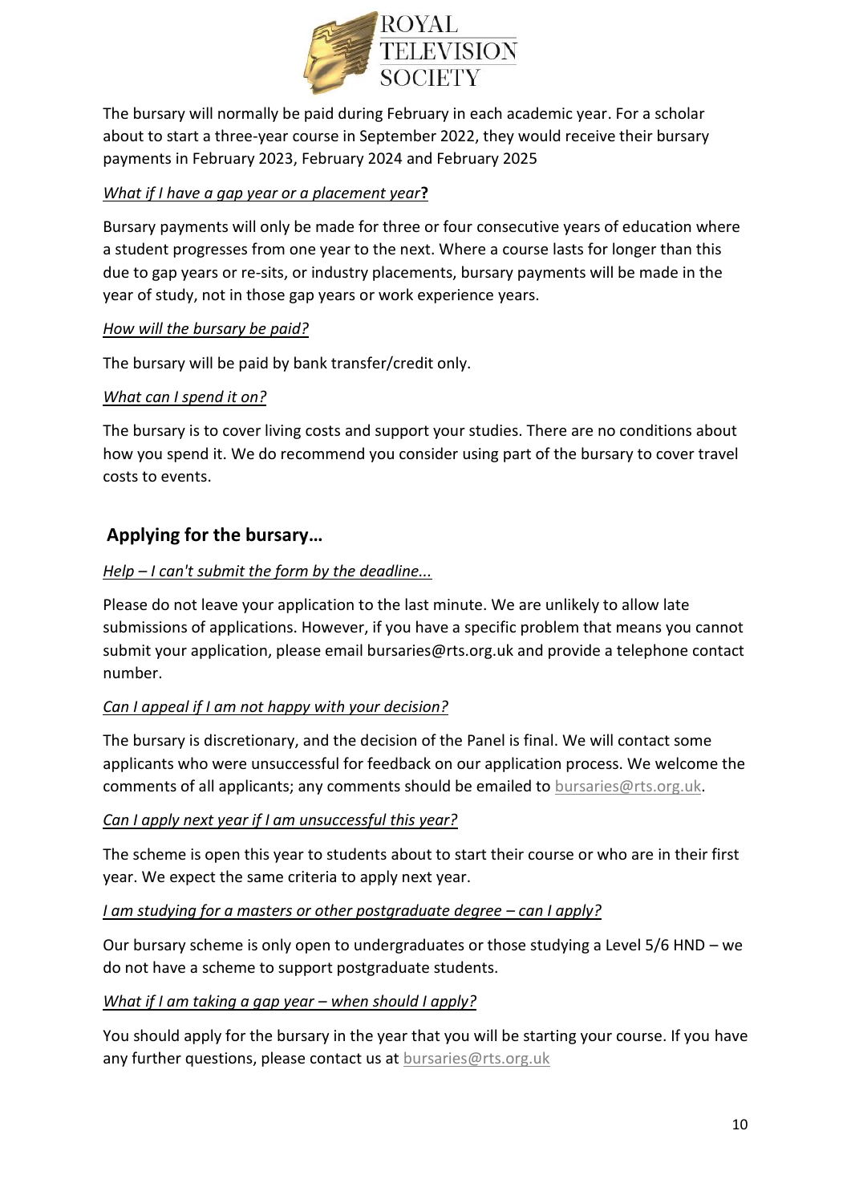The bursary will normally be paid during February in each academic year. For a scholar about to start a three-year course in September 2022, they would receive their bursary payments in February 2023, February 2024 and February 2025

*What if I have a gap year or a placement year***?**

Bursary payments will only be made for three or four consecutive years of education where a student progresses from one year to the next. Where a course lasts for longer than this due to gap years or re-sits, or industry placements, bursary payments will be made in the year of study, not in those gap years or work experience years.

*How will the bursary be paid?*

The bursary will be paid by bank transfer/credit only.

*What can I spend it on?*

The bursary is to cover living costs and support your studies. There are no conditions about how you spend it. We do recommend you consider using part of the bursary to cover travel costs to events.

## Applying for the bursary…

*Help – I can't submit the form by the deadline...*

Please do not leave your application to the last minute. We are unlikely to allow late submissions of applications. However, if you have a specific problem that means you cannot submit your application, please email bursaries@rts.org.uk and provide a telephone contact number.

*Can I appeal if I am not happy with your decision?*

The bursary is discretionary, and the decision of the Panel is final. We will contact some applicants who were unsuccessful for feedback on our application process. We welcome the comments of all applicants; any comments should be emailed to bursaries@rts.org.uk.

*Can I apply next year if I am unsuccessful this year?*

The scheme is open this year to students about to start their course or who are in their first year. We expect the same criteria to apply next year.

*I am studying for a masters or other postgraduate degree – can I apply?*

Our bursary scheme is only open to undergraduates or those studying a Level 5/6 HND – we do not have a scheme to support postgraduate students.

*What if I am taking a gap year – when should I apply?*

You should apply for the bursary in the year that you will be starting your course. If you have any further questions, please contact us at bursaries@rts.org.uk